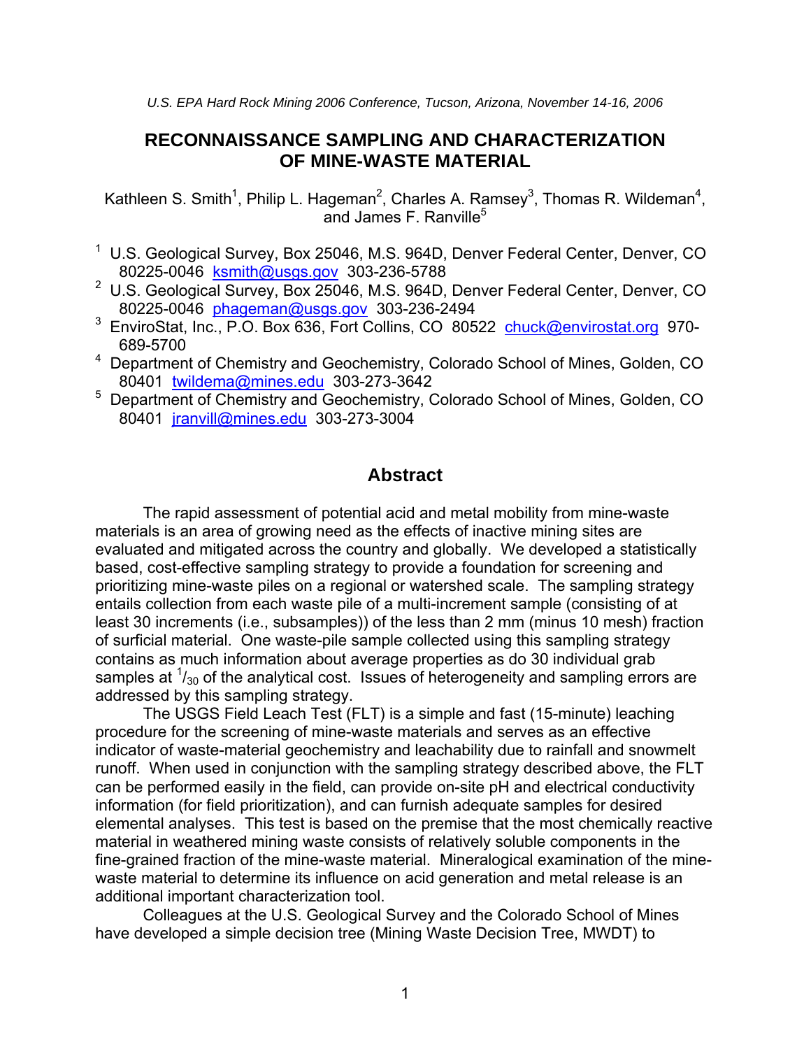# RECONNAISSANCE SAMPLING AND CHARACTERIZATION OF MINE-WASTE MATERIAL

Kathleen S. Smith[1], Philip L. Hageman[2], Charles A. Ramsey[3], Thomas R. Wildeman[4], and James F. Ranville[5]

[1] U.S. Geological Survey, Box 25046, M.S. 964D, Denver Federal Center, Denver, CO 80225-0046 ksmith@usgs.gov 303-236-5788
[2] U.S. Geological Survey, Box 25046, M.S. 964D, Denver Federal Center, Denver, CO 80225-0046 phageman@usgs.gov 303-236-2494
[3] EnviroStat, Inc., P.O. Box 636, Fort Collins, CO 80522 chuck@envirostat.org 970-689-5700
[4] Department of Chemistry and Geochemistry, Colorado School of Mines, Golden, CO 80401 twildema@mines.edu 303-273-3642
[5] Department of Chemistry and Geochemistry, Colorado School of Mines, Golden, CO 80401 jranvill@mines.edu 303-273-3004

## Abstract

The rapid assessment of potential acid and metal mobility from mine-waste materials is an area of growing need as the effects of inactive mining sites are evaluated and mitigated across the country and globally. We developed a statistically based, cost-effective sampling strategy to provide a foundation for screening and prioritizing mine-waste piles on a regional or watershed scale. The sampling strategy entails collection from each waste pile of a multi-increment sample (consisting of at least 30 increments (i.e., subsamples)) of the less than 2 mm (minus 10 mesh) fraction of surficial material. One waste-pile sample collected using this sampling strategy contains as much information about average properties as do 30 individual grab samples at $^{1}/_{30}$ of the analytical cost. Issues of heterogeneity and sampling errors are addressed by this sampling strategy.

The USGS Field Leach Test (FLT) is a simple and fast (15-minute) leaching procedure for the screening of mine-waste materials and serves as an effective indicator of waste-material geochemistry and leachability due to rainfall and snowmelt runoff. When used in conjunction with the sampling strategy described above, the FLT can be performed easily in the field, can provide on-site pH and electrical conductivity information (for field prioritization), and can furnish adequate samples for desired elemental analyses. This test is based on the premise that the most chemically reactive material in weathered mining waste consists of relatively soluble components in the fine-grained fraction of the mine-waste material. Mineralogical examination of the mine-waste material to determine its influence on acid generation and metal release is an additional important characterization tool.

Colleagues at the U.S. Geological Survey and the Colorado School of Mines have developed a simple decision tree (Mining Waste Decision Tree, MWDT) to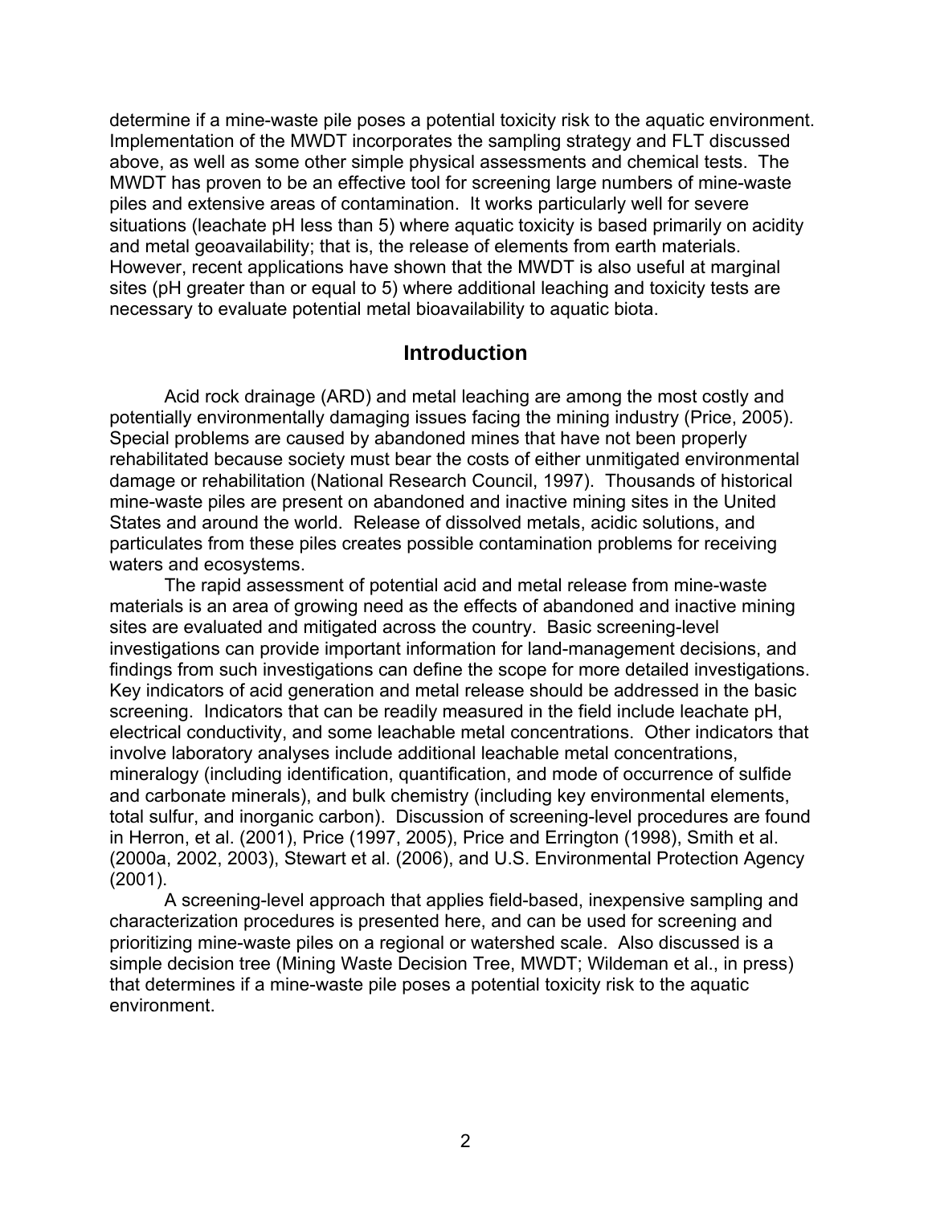determine if a mine-waste pile poses a potential toxicity risk to the aquatic environment. Implementation of the MWDT incorporates the sampling strategy and FLT discussed above, as well as some other simple physical assessments and chemical tests. The MWDT has proven to be an effective tool for screening large numbers of mine-waste piles and extensive areas of contamination. It works particularly well for severe situations (leachate pH less than 5) where aquatic toxicity is based primarily on acidity and metal geoavailability; that is, the release of elements from earth materials. However, recent applications have shown that the MWDT is also useful at marginal sites (pH greater than or equal to 5) where additional leaching and toxicity tests are necessary to evaluate potential metal bioavailability to aquatic biota.

## Introduction

Acid rock drainage (ARD) and metal leaching are among the most costly and potentially environmentally damaging issues facing the mining industry (Price, 2005). Special problems are caused by abandoned mines that have not been properly rehabilitated because society must bear the costs of either unmitigated environmental damage or rehabilitation (National Research Council, 1997). Thousands of historical mine-waste piles are present on abandoned and inactive mining sites in the United States and around the world. Release of dissolved metals, acidic solutions, and particulates from these piles creates possible contamination problems for receiving waters and ecosystems.

The rapid assessment of potential acid and metal release from mine-waste materials is an area of growing need as the effects of abandoned and inactive mining sites are evaluated and mitigated across the country. Basic screening-level investigations can provide important information for land-management decisions, and findings from such investigations can define the scope for more detailed investigations. Key indicators of acid generation and metal release should be addressed in the basic screening. Indicators that can be readily measured in the field include leachate pH, electrical conductivity, and some leachable metal concentrations. Other indicators that involve laboratory analyses include additional leachable metal concentrations, mineralogy (including identification, quantification, and mode of occurrence of sulfide and carbonate minerals), and bulk chemistry (including key environmental elements, total sulfur, and inorganic carbon). Discussion of screening-level procedures are found in Herron, et al. (2001), Price (1997, 2005), Price and Errington (1998), Smith et al. (2000a, 2002, 2003), Stewart et al. (2006), and U.S. Environmental Protection Agency (2001).

A screening-level approach that applies field-based, inexpensive sampling and characterization procedures is presented here, and can be used for screening and prioritizing mine-waste piles on a regional or watershed scale. Also discussed is a simple decision tree (Mining Waste Decision Tree, MWDT; Wildeman et al., in press) that determines if a mine-waste pile poses a potential toxicity risk to the aquatic environment.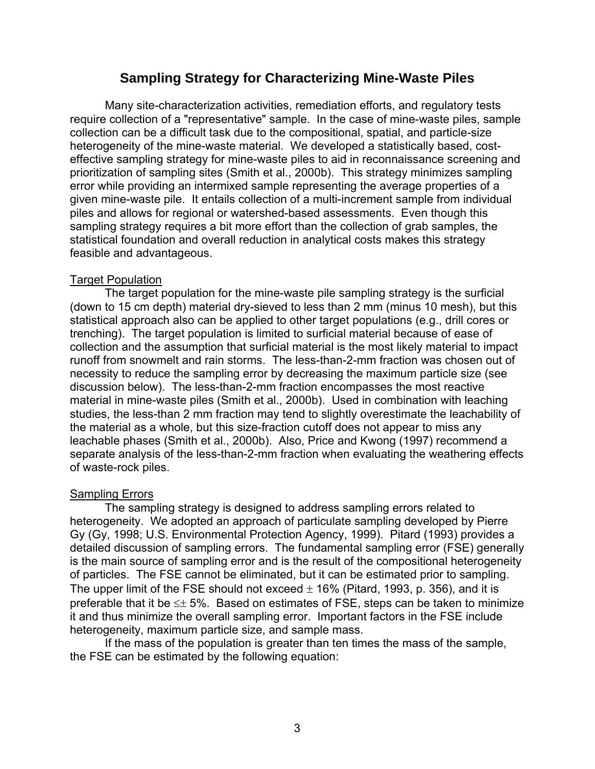# Sampling Strategy for Characterizing Mine-Waste Piles

Many site-characterization activities, remediation efforts, and regulatory tests require collection of a "representative" sample. In the case of mine-waste piles, sample collection can be a difficult task due to the compositional, spatial, and particle-size heterogeneity of the mine-waste material. We developed a statistically based, cost-effective sampling strategy for mine-waste piles to aid in reconnaissance screening and prioritization of sampling sites (Smith et al., 2000b). This strategy minimizes sampling error while providing an intermixed sample representing the average properties of a given mine-waste pile. It entails collection of a multi-increment sample from individual piles and allows for regional or watershed-based assessments. Even though this sampling strategy requires a bit more effort than the collection of grab samples, the statistical foundation and overall reduction in analytical costs makes this strategy feasible and advantageous.

## Target Population

The target population for the mine-waste pile sampling strategy is the surficial (down to 15 cm depth) material dry-sieved to less than 2 mm (minus 10 mesh), but this statistical approach also can be applied to other target populations (e.g., drill cores or trenching). The target population is limited to surficial material because of ease of collection and the assumption that surficial material is the most likely material to impact runoff from snowmelt and rain storms. The less-than-2-mm fraction was chosen out of necessity to reduce the sampling error by decreasing the maximum particle size (see discussion below). The less-than-2-mm fraction encompasses the most reactive material in mine-waste piles (Smith et al., 2000b). Used in combination with leaching studies, the less-than 2 mm fraction may tend to slightly overestimate the leachability of the material as a whole, but this size-fraction cutoff does not appear to miss any leachable phases (Smith et al., 2000b). Also, Price and Kwong (1997) recommend a separate analysis of the less-than-2-mm fraction when evaluating the weathering effects of waste-rock piles.

## Sampling Errors

The sampling strategy is designed to address sampling errors related to heterogeneity. We adopted an approach of particulate sampling developed by Pierre Gy (Gy, 1998; U.S. Environmental Protection Agency, 1999). Pitard (1993) provides a detailed discussion of sampling errors. The fundamental sampling error (FSE) generally is the main source of sampling error and is the result of the compositional heterogeneity of particles. The FSE cannot be eliminated, but it can be estimated prior to sampling. The upper limit of the FSE should not exceed $\pm$ 16% (Pitard, 1993, p. 356), and it is preferable that it be $\leq\pm$ 5%. Based on estimates of FSE, steps can be taken to minimize it and thus minimize the overall sampling error. Important factors in the FSE include heterogeneity, maximum particle size, and sample mass.

If the mass of the population is greater than ten times the mass of the sample, the FSE can be estimated by the following equation: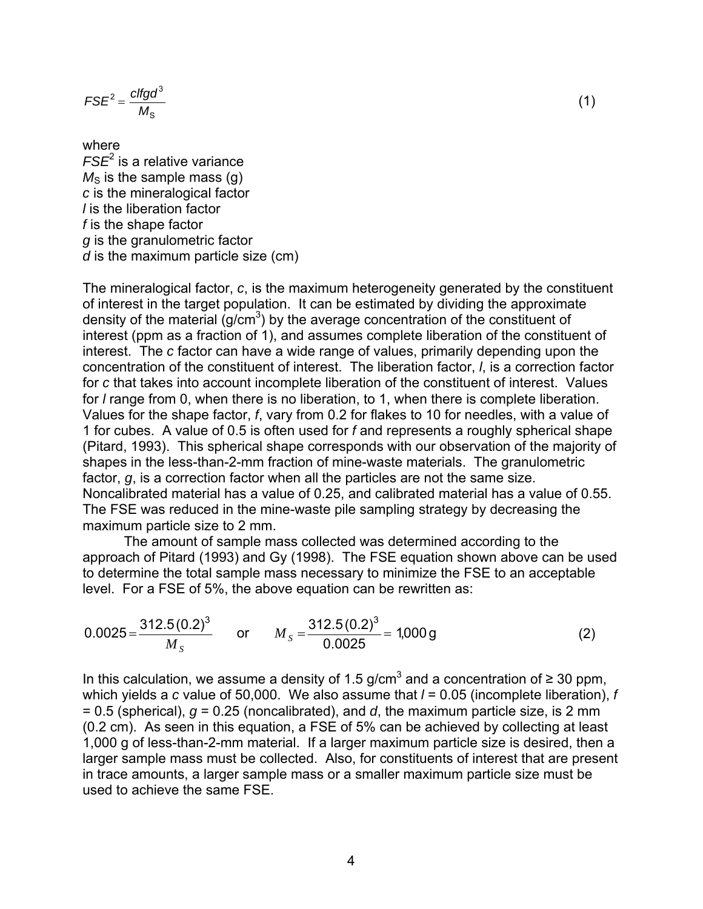$$FSE^2 = \frac{clfgd^3}{M_S} \tag{1}$$

where
$FSE^2$ is a relative variance
$M_S$ is the sample mass (g)
$c$ is the mineralogical factor
$l$ is the liberation factor
$f$ is the shape factor
$g$ is the granulometric factor
$d$ is the maximum particle size (cm)

The mineralogical factor, $c$, is the maximum heterogeneity generated by the constituent of interest in the target population. It can be estimated by dividing the approximate density of the material ($g/cm^3$) by the average concentration of the constituent of interest (ppm as a fraction of 1), and assumes complete liberation of the constituent of interest. The $c$ factor can have a wide range of values, primarily depending upon the concentration of the constituent of interest. The liberation factor, $l$, is a correction factor for $c$ that takes into account incomplete liberation of the constituent of interest. Values for $l$ range from 0, when there is no liberation, to 1, when there is complete liberation. Values for the shape factor, $f$, vary from 0.2 for flakes to 10 for needles, with a value of 1 for cubes. A value of 0.5 is often used for $f$ and represents a roughly spherical shape (Pitard, 1993). This spherical shape corresponds with our observation of the majority of shapes in the less-than-2-mm fraction of mine-waste materials. The granulometric factor, $g$, is a correction factor when all the particles are not the same size. Noncalibrated material has a value of 0.25, and calibrated material has a value of 0.55. The FSE was reduced in the mine-waste pile sampling strategy by decreasing the maximum particle size to 2 mm.

The amount of sample mass collected was determined according to the approach of Pitard (1993) and Gy (1998). The FSE equation shown above can be used to determine the total sample mass necessary to minimize the FSE to an acceptable level. For a FSE of 5%, the above equation can be rewritten as:

$$0.0025 = \frac{312.5(0.2)^3}{M_S} \quad \text{or} \quad M_S = \frac{312.5(0.2)^3}{0.0025} = 1{,}000\,\text{g} \tag{2}$$

In this calculation, we assume a density of 1.5 $g/cm^3$ and a concentration of ≥ 30 ppm, which yields a $c$ value of 50,000. We also assume that $l = 0.05$ (incomplete liberation), $f = 0.5$ (spherical), $g = 0.25$ (noncalibrated), and $d$, the maximum particle size, is 2 mm (0.2 cm). As seen in this equation, a FSE of 5% can be achieved by collecting at least 1,000 g of less-than-2-mm material. If a larger maximum particle size is desired, then a larger sample mass must be collected. Also, for constituents of interest that are present in trace amounts, a larger sample mass or a smaller maximum particle size must be used to achieve the same FSE.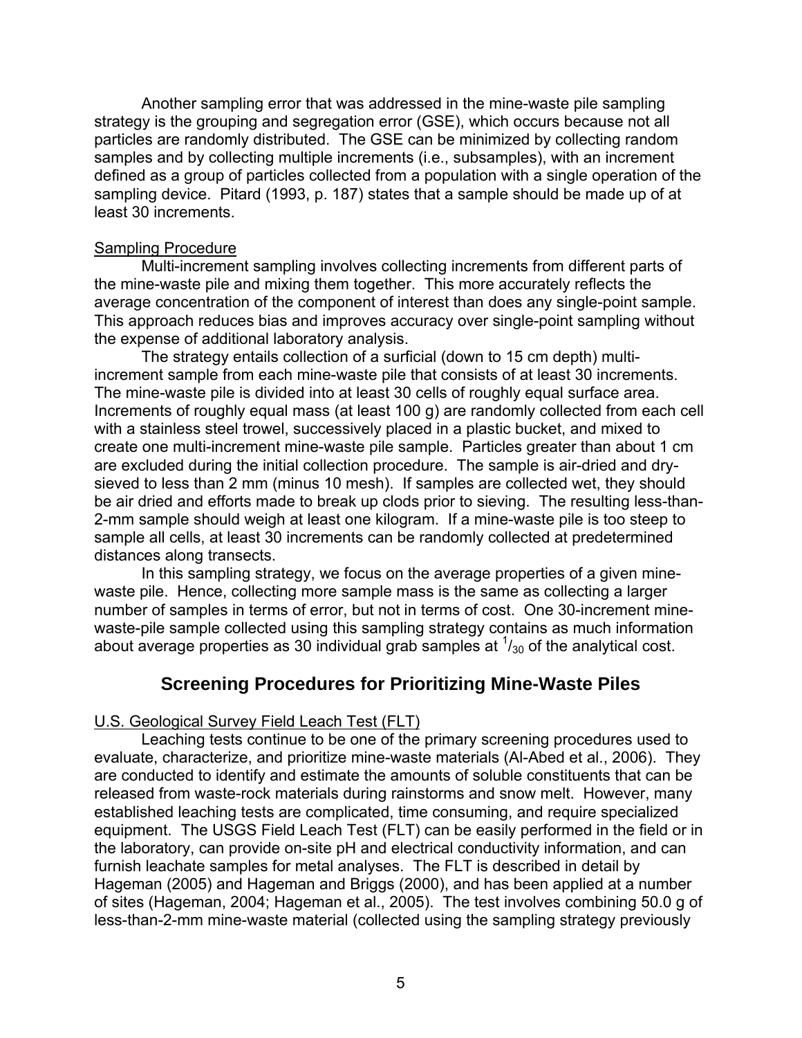Another sampling error that was addressed in the mine-waste pile sampling strategy is the grouping and segregation error (GSE), which occurs because not all particles are randomly distributed. The GSE can be minimized by collecting random samples and by collecting multiple increments (i.e., subsamples), with an increment defined as a group of particles collected from a population with a single operation of the sampling device. Pitard (1993, p. 187) states that a sample should be made up of at least 30 increments.

### Sampling Procedure

Multi-increment sampling involves collecting increments from different parts of the mine-waste pile and mixing them together. This more accurately reflects the average concentration of the component of interest than does any single-point sample. This approach reduces bias and improves accuracy over single-point sampling without the expense of additional laboratory analysis.

The strategy entails collection of a surficial (down to 15 cm depth) multi-increment sample from each mine-waste pile that consists of at least 30 increments. The mine-waste pile is divided into at least 30 cells of roughly equal surface area. Increments of roughly equal mass (at least 100 g) are randomly collected from each cell with a stainless steel trowel, successively placed in a plastic bucket, and mixed to create one multi-increment mine-waste pile sample. Particles greater than about 1 cm are excluded during the initial collection procedure. The sample is air-dried and dry-sieved to less than 2 mm (minus 10 mesh). If samples are collected wet, they should be air dried and efforts made to break up clods prior to sieving. The resulting less-than-2-mm sample should weigh at least one kilogram. If a mine-waste pile is too steep to sample all cells, at least 30 increments can be randomly collected at predetermined distances along transects.

In this sampling strategy, we focus on the average properties of a given mine-waste pile. Hence, collecting more sample mass is the same as collecting a larger number of samples in terms of error, but not in terms of cost. One 30-increment mine-waste-pile sample collected using this sampling strategy contains as much information about average properties as 30 individual grab samples at $^{1}/_{30}$ of the analytical cost.

## Screening Procedures for Prioritizing Mine-Waste Piles

### U.S. Geological Survey Field Leach Test (FLT)

Leaching tests continue to be one of the primary screening procedures used to evaluate, characterize, and prioritize mine-waste materials (Al-Abed et al., 2006). They are conducted to identify and estimate the amounts of soluble constituents that can be released from waste-rock materials during rainstorms and snow melt. However, many established leaching tests are complicated, time consuming, and require specialized equipment. The USGS Field Leach Test (FLT) can be easily performed in the field or in the laboratory, can provide on-site pH and electrical conductivity information, and can furnish leachate samples for metal analyses. The FLT is described in detail by Hageman (2005) and Hageman and Briggs (2000), and has been applied at a number of sites (Hageman, 2004; Hageman et al., 2005). The test involves combining 50.0 g of less-than-2-mm mine-waste material (collected using the sampling strategy previously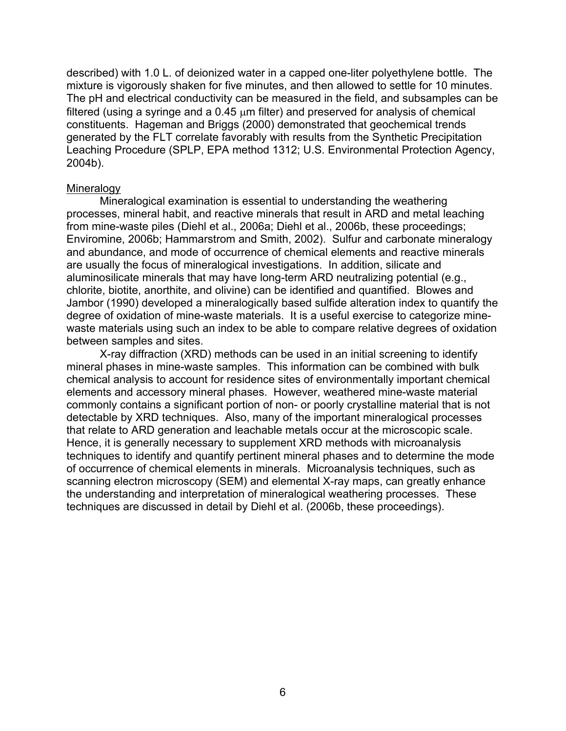described) with 1.0 L. of deionized water in a capped one-liter polyethylene bottle. The mixture is vigorously shaken for five minutes, and then allowed to settle for 10 minutes. The pH and electrical conductivity can be measured in the field, and subsamples can be filtered (using a syringe and a 0.45 $\mu$m filter) and preserved for analysis of chemical constituents. Hageman and Briggs (2000) demonstrated that geochemical trends generated by the FLT correlate favorably with results from the Synthetic Precipitation Leaching Procedure (SPLP, EPA method 1312; U.S. Environmental Protection Agency, 2004b).

### Mineralogy

Mineralogical examination is essential to understanding the weathering processes, mineral habit, and reactive minerals that result in ARD and metal leaching from mine-waste piles (Diehl et al., 2006a; Diehl et al., 2006b, these proceedings; Enviromine, 2006b; Hammarstrom and Smith, 2002). Sulfur and carbonate mineralogy and abundance, and mode of occurrence of chemical elements and reactive minerals are usually the focus of mineralogical investigations. In addition, silicate and aluminosilicate minerals that may have long-term ARD neutralizing potential (e.g., chlorite, biotite, anorthite, and olivine) can be identified and quantified. Blowes and Jambor (1990) developed a mineralogically based sulfide alteration index to quantify the degree of oxidation of mine-waste materials. It is a useful exercise to categorize mine-waste materials using such an index to be able to compare relative degrees of oxidation between samples and sites.

X-ray diffraction (XRD) methods can be used in an initial screening to identify mineral phases in mine-waste samples. This information can be combined with bulk chemical analysis to account for residence sites of environmentally important chemical elements and accessory mineral phases. However, weathered mine-waste material commonly contains a significant portion of non- or poorly crystalline material that is not detectable by XRD techniques. Also, many of the important mineralogical processes that relate to ARD generation and leachable metals occur at the microscopic scale. Hence, it is generally necessary to supplement XRD methods with microanalysis techniques to identify and quantify pertinent mineral phases and to determine the mode of occurrence of chemical elements in minerals. Microanalysis techniques, such as scanning electron microscopy (SEM) and elemental X-ray maps, can greatly enhance the understanding and interpretation of mineralogical weathering processes. These techniques are discussed in detail by Diehl et al. (2006b, these proceedings).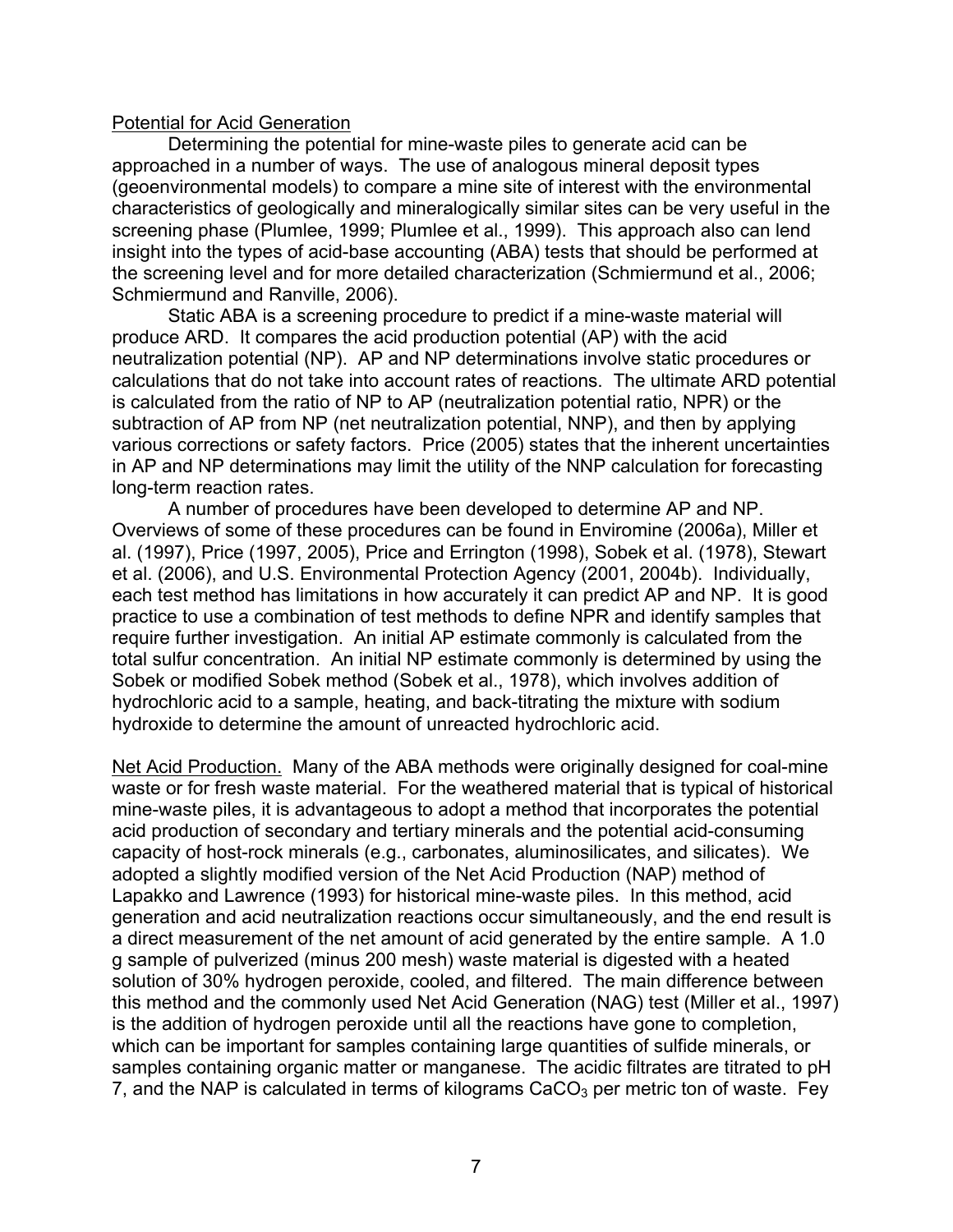Potential for Acid Generation

Determining the potential for mine-waste piles to generate acid can be approached in a number of ways. The use of analogous mineral deposit types (geoenvironmental models) to compare a mine site of interest with the environmental characteristics of geologically and mineralogically similar sites can be very useful in the screening phase (Plumlee, 1999; Plumlee et al., 1999). This approach also can lend insight into the types of acid-base accounting (ABA) tests that should be performed at the screening level and for more detailed characterization (Schmiermund et al., 2006; Schmiermund and Ranville, 2006).

Static ABA is a screening procedure to predict if a mine-waste material will produce ARD. It compares the acid production potential (AP) with the acid neutralization potential (NP). AP and NP determinations involve static procedures or calculations that do not take into account rates of reactions. The ultimate ARD potential is calculated from the ratio of NP to AP (neutralization potential ratio, NPR) or the subtraction of AP from NP (net neutralization potential, NNP), and then by applying various corrections or safety factors. Price (2005) states that the inherent uncertainties in AP and NP determinations may limit the utility of the NNP calculation for forecasting long-term reaction rates.

A number of procedures have been developed to determine AP and NP. Overviews of some of these procedures can be found in Enviromine (2006a), Miller et al. (1997), Price (1997, 2005), Price and Errington (1998), Sobek et al. (1978), Stewart et al. (2006), and U.S. Environmental Protection Agency (2001, 2004b). Individually, each test method has limitations in how accurately it can predict AP and NP. It is good practice to use a combination of test methods to define NPR and identify samples that require further investigation. An initial AP estimate commonly is calculated from the total sulfur concentration. An initial NP estimate commonly is determined by using the Sobek or modified Sobek method (Sobek et al., 1978), which involves addition of hydrochloric acid to a sample, heating, and back-titrating the mixture with sodium hydroxide to determine the amount of unreacted hydrochloric acid.

Net Acid Production. Many of the ABA methods were originally designed for coal-mine waste or for fresh waste material. For the weathered material that is typical of historical mine-waste piles, it is advantageous to adopt a method that incorporates the potential acid production of secondary and tertiary minerals and the potential acid-consuming capacity of host-rock minerals (e.g., carbonates, aluminosilicates, and silicates). We adopted a slightly modified version of the Net Acid Production (NAP) method of Lapakko and Lawrence (1993) for historical mine-waste piles. In this method, acid generation and acid neutralization reactions occur simultaneously, and the end result is a direct measurement of the net amount of acid generated by the entire sample. A 1.0 g sample of pulverized (minus 200 mesh) waste material is digested with a heated solution of 30% hydrogen peroxide, cooled, and filtered. The main difference between this method and the commonly used Net Acid Generation (NAG) test (Miller et al., 1997) is the addition of hydrogen peroxide until all the reactions have gone to completion, which can be important for samples containing large quantities of sulfide minerals, or samples containing organic matter or manganese. The acidic filtrates are titrated to pH 7, and the NAP is calculated in terms of kilograms $CaCO_3$ per metric ton of waste. Fey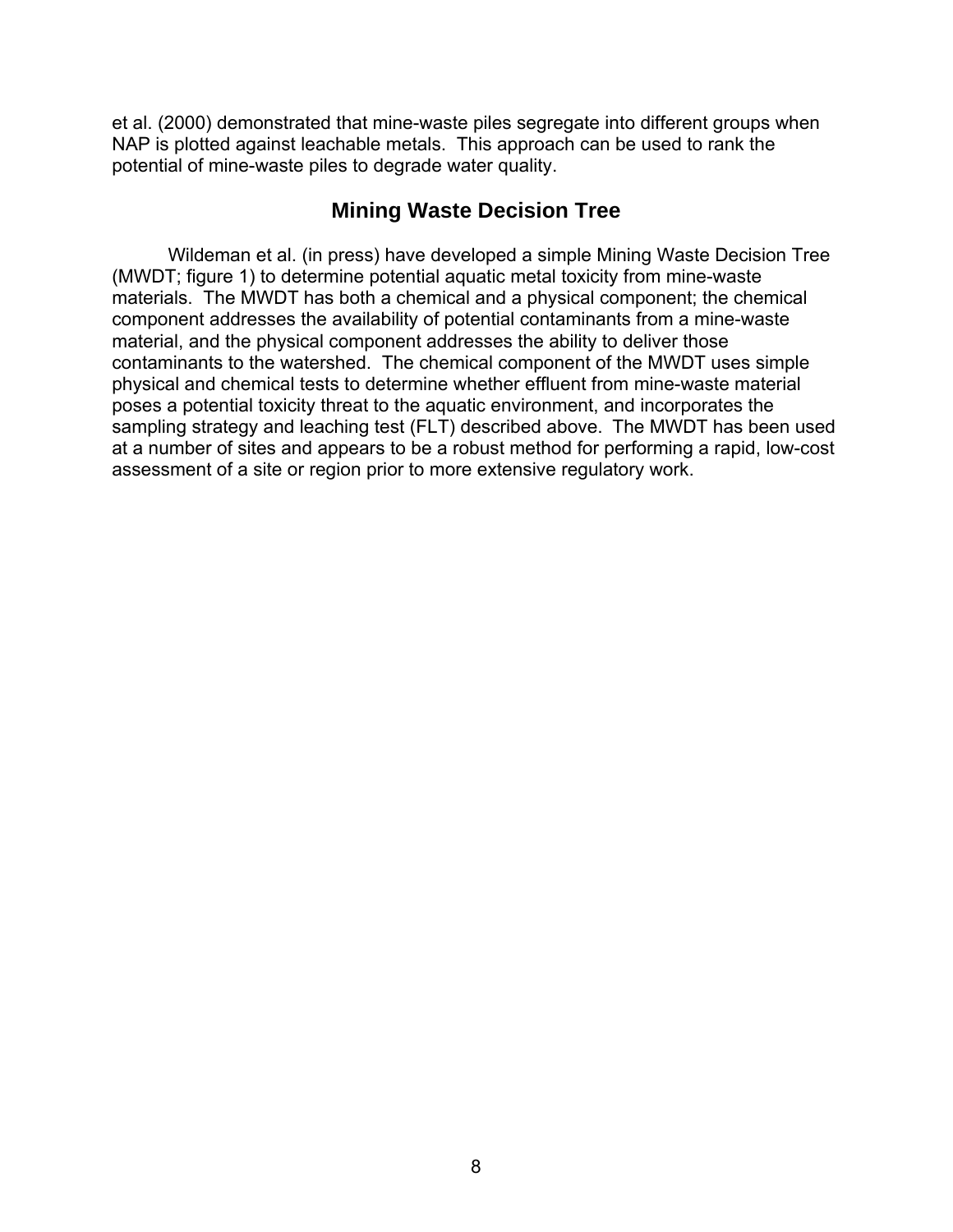et al. (2000) demonstrated that mine-waste piles segregate into different groups when NAP is plotted against leachable metals. This approach can be used to rank the potential of mine-waste piles to degrade water quality.

## Mining Waste Decision Tree

Wildeman et al. (in press) have developed a simple Mining Waste Decision Tree (MWDT; figure 1) to determine potential aquatic metal toxicity from mine-waste materials. The MWDT has both a chemical and a physical component; the chemical component addresses the availability of potential contaminants from a mine-waste material, and the physical component addresses the ability to deliver those contaminants to the watershed. The chemical component of the MWDT uses simple physical and chemical tests to determine whether effluent from mine-waste material poses a potential toxicity threat to the aquatic environment, and incorporates the sampling strategy and leaching test (FLT) described above. The MWDT has been used at a number of sites and appears to be a robust method for performing a rapid, low-cost assessment of a site or region prior to more extensive regulatory work.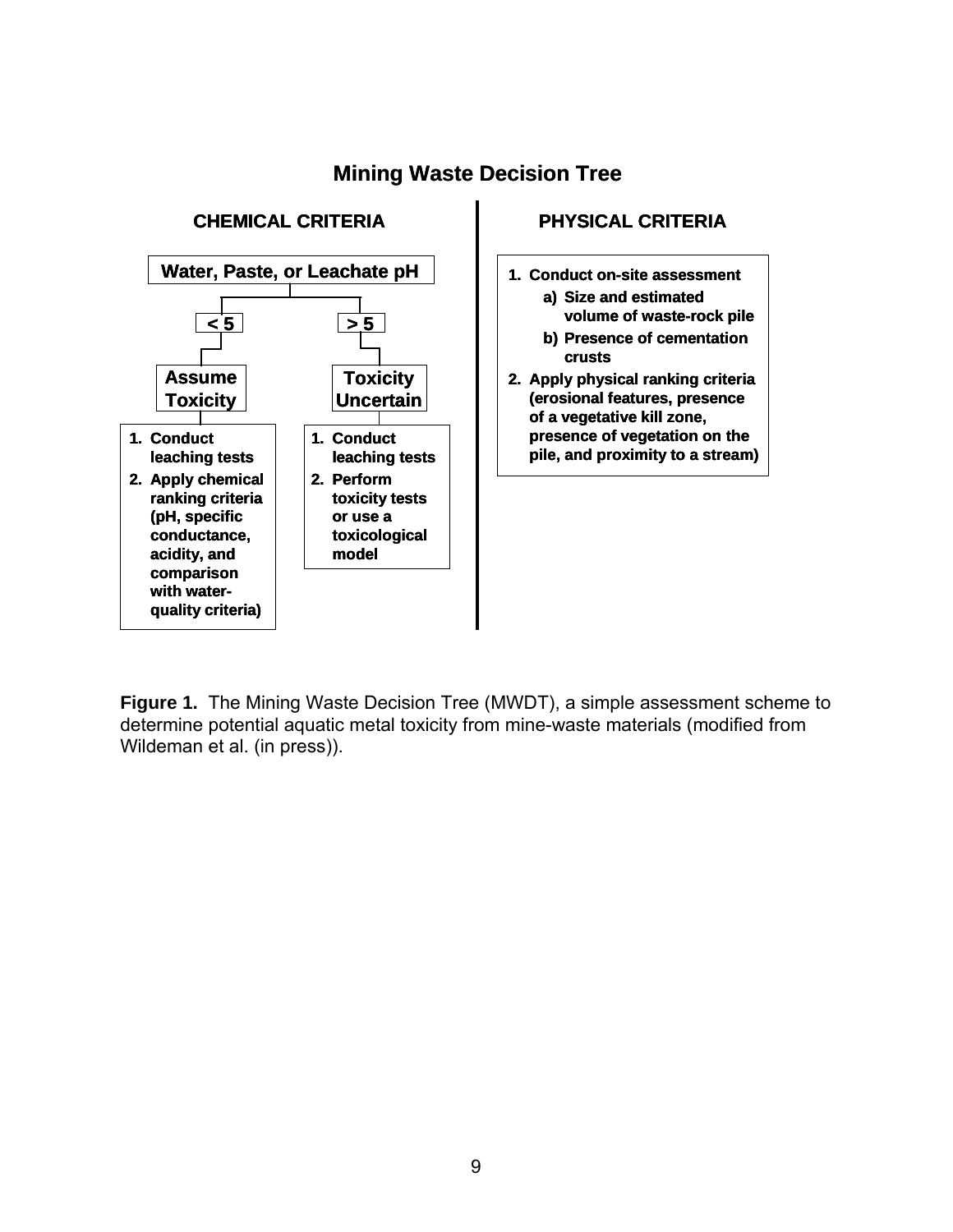## Mining Waste Decision Tree

### CHEMICAL CRITERIA

**Water, Paste, or Leachate pH**

- **< 5** → **Assume Toxicity**
  1. **Conduct leaching tests**
  2. **Apply chemical ranking criteria (pH, specific conductance, acidity, and comparison with water-quality criteria)**
- **> 5** → **Toxicity Uncertain**
  1. **Conduct leaching tests**
  2. **Perform toxicity tests or use a toxicological model**

### PHYSICAL CRITERIA

1. **Conduct on-site assessment**
   a) **Size and estimated volume of waste-rock pile**
   b) **Presence of cementation crusts**
2. **Apply physical ranking criteria (erosional features, presence of a vegetative kill zone, presence of vegetation on the pile, and proximity to a stream)**

**Figure 1.** The Mining Waste Decision Tree (MWDT), a simple assessment scheme to determine potential aquatic metal toxicity from mine-waste materials (modified from Wildeman et al. (in press)).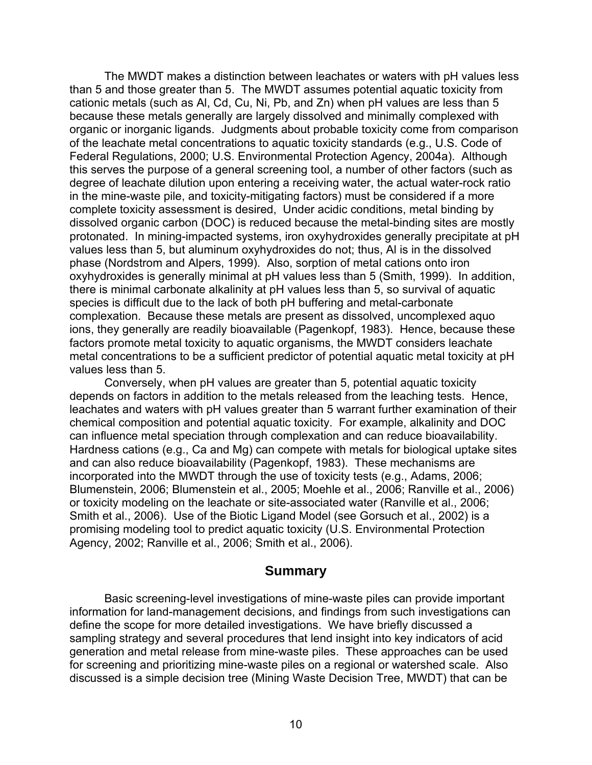The MWDT makes a distinction between leachates or waters with pH values less than 5 and those greater than 5. The MWDT assumes potential aquatic toxicity from cationic metals (such as Al, Cd, Cu, Ni, Pb, and Zn) when pH values are less than 5 because these metals generally are largely dissolved and minimally complexed with organic or inorganic ligands. Judgments about probable toxicity come from comparison of the leachate metal concentrations to aquatic toxicity standards (e.g., U.S. Code of Federal Regulations, 2000; U.S. Environmental Protection Agency, 2004a). Although this serves the purpose of a general screening tool, a number of other factors (such as degree of leachate dilution upon entering a receiving water, the actual water-rock ratio in the mine-waste pile, and toxicity-mitigating factors) must be considered if a more complete toxicity assessment is desired, Under acidic conditions, metal binding by dissolved organic carbon (DOC) is reduced because the metal-binding sites are mostly protonated. In mining-impacted systems, iron oxyhydroxides generally precipitate at pH values less than 5, but aluminum oxyhydroxides do not; thus, Al is in the dissolved phase (Nordstrom and Alpers, 1999). Also, sorption of metal cations onto iron oxyhydroxides is generally minimal at pH values less than 5 (Smith, 1999). In addition, there is minimal carbonate alkalinity at pH values less than 5, so survival of aquatic species is difficult due to the lack of both pH buffering and metal-carbonate complexation. Because these metals are present as dissolved, uncomplexed aquo ions, they generally are readily bioavailable (Pagenkopf, 1983). Hence, because these factors promote metal toxicity to aquatic organisms, the MWDT considers leachate metal concentrations to be a sufficient predictor of potential aquatic metal toxicity at pH values less than 5.

Conversely, when pH values are greater than 5, potential aquatic toxicity depends on factors in addition to the metals released from the leaching tests. Hence, leachates and waters with pH values greater than 5 warrant further examination of their chemical composition and potential aquatic toxicity. For example, alkalinity and DOC can influence metal speciation through complexation and can reduce bioavailability. Hardness cations (e.g., Ca and Mg) can compete with metals for biological uptake sites and can also reduce bioavailability (Pagenkopf, 1983). These mechanisms are incorporated into the MWDT through the use of toxicity tests (e.g., Adams, 2006; Blumenstein, 2006; Blumenstein et al., 2005; Moehle et al., 2006; Ranville et al., 2006) or toxicity modeling on the leachate or site-associated water (Ranville et al., 2006; Smith et al., 2006). Use of the Biotic Ligand Model (see Gorsuch et al., 2002) is a promising modeling tool to predict aquatic toxicity (U.S. Environmental Protection Agency, 2002; Ranville et al., 2006; Smith et al., 2006).

## Summary

Basic screening-level investigations of mine-waste piles can provide important information for land-management decisions, and findings from such investigations can define the scope for more detailed investigations. We have briefly discussed a sampling strategy and several procedures that lend insight into key indicators of acid generation and metal release from mine-waste piles. These approaches can be used for screening and prioritizing mine-waste piles on a regional or watershed scale. Also discussed is a simple decision tree (Mining Waste Decision Tree, MWDT) that can be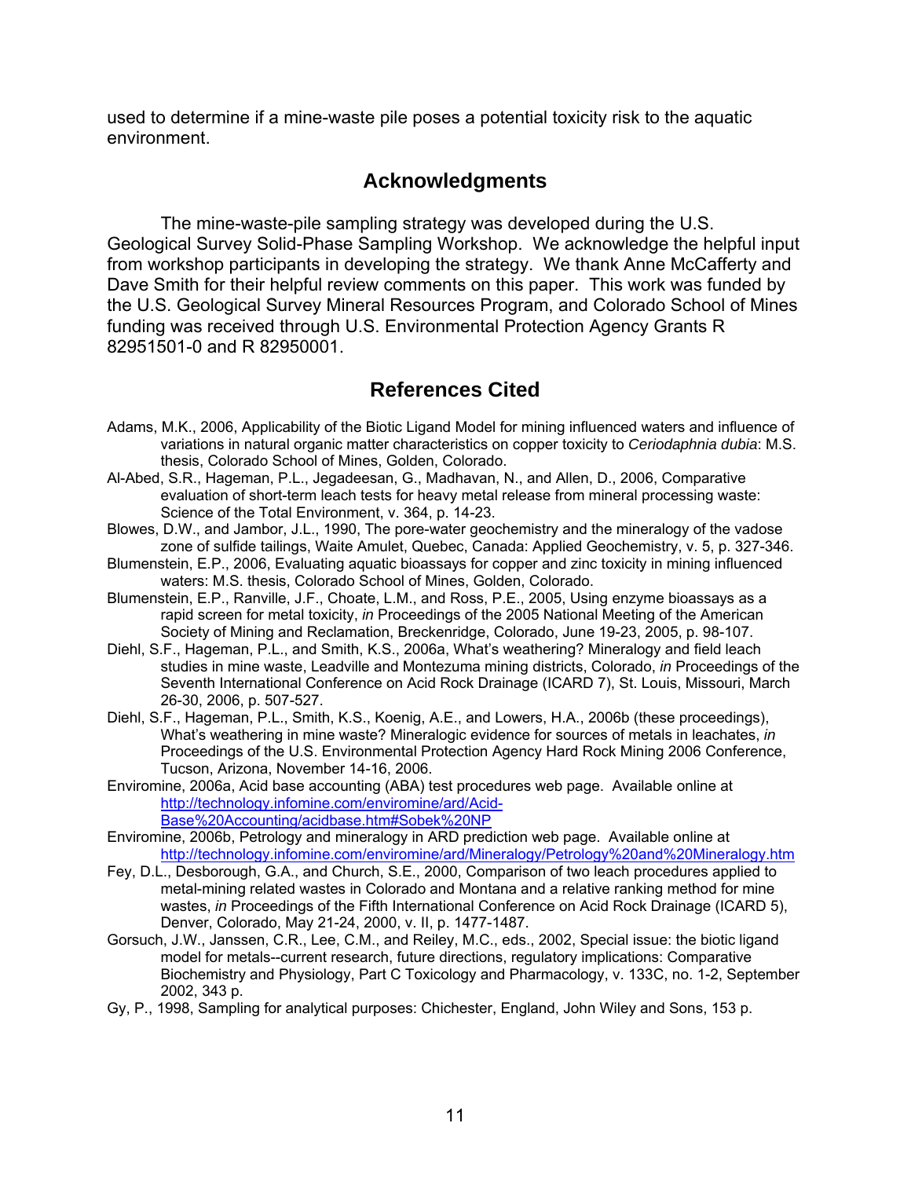used to determine if a mine-waste pile poses a potential toxicity risk to the aquatic environment.

## Acknowledgments

The mine-waste-pile sampling strategy was developed during the U.S. Geological Survey Solid-Phase Sampling Workshop. We acknowledge the helpful input from workshop participants in developing the strategy. We thank Anne McCafferty and Dave Smith for their helpful review comments on this paper. This work was funded by the U.S. Geological Survey Mineral Resources Program, and Colorado School of Mines funding was received through U.S. Environmental Protection Agency Grants R 82951501-0 and R 82950001.

## References Cited

Adams, M.K., 2006, Applicability of the Biotic Ligand Model for mining influenced waters and influence of variations in natural organic matter characteristics on copper toxicity to *Ceriodaphnia dubia*: M.S. thesis, Colorado School of Mines, Golden, Colorado.

Al-Abed, S.R., Hageman, P.L., Jegadeesan, G., Madhavan, N., and Allen, D., 2006, Comparative evaluation of short-term leach tests for heavy metal release from mineral processing waste: Science of the Total Environment, v. 364, p. 14-23.

Blowes, D.W., and Jambor, J.L., 1990, The pore-water geochemistry and the mineralogy of the vadose zone of sulfide tailings, Waite Amulet, Quebec, Canada: Applied Geochemistry, v. 5, p. 327-346.

Blumenstein, E.P., 2006, Evaluating aquatic bioassays for copper and zinc toxicity in mining influenced waters: M.S. thesis, Colorado School of Mines, Golden, Colorado.

Blumenstein, E.P., Ranville, J.F., Choate, L.M., and Ross, P.E., 2005, Using enzyme bioassays as a rapid screen for metal toxicity, *in* Proceedings of the 2005 National Meeting of the American Society of Mining and Reclamation, Breckenridge, Colorado, June 19-23, 2005, p. 98-107.

Diehl, S.F., Hageman, P.L., and Smith, K.S., 2006a, What's weathering? Mineralogy and field leach studies in mine waste, Leadville and Montezuma mining districts, Colorado, *in* Proceedings of the Seventh International Conference on Acid Rock Drainage (ICARD 7), St. Louis, Missouri, March 26-30, 2006, p. 507-527.

Diehl, S.F., Hageman, P.L., Smith, K.S., Koenig, A.E., and Lowers, H.A., 2006b (these proceedings), What's weathering in mine waste? Mineralogic evidence for sources of metals in leachates, *in* Proceedings of the U.S. Environmental Protection Agency Hard Rock Mining 2006 Conference, Tucson, Arizona, November 14-16, 2006.

Enviromine, 2006a, Acid base accounting (ABA) test procedures web page. Available online at http://technology.infomine.com/enviromine/ard/Acid-Base%20Accounting/acidbase.htm#Sobek%20NP

Enviromine, 2006b, Petrology and mineralogy in ARD prediction web page. Available online at http://technology.infomine.com/enviromine/ard/Mineralogy/Petrology%20and%20Mineralogy.htm

Fey, D.L., Desborough, G.A., and Church, S.E., 2000, Comparison of two leach procedures applied to metal-mining related wastes in Colorado and Montana and a relative ranking method for mine wastes, *in* Proceedings of the Fifth International Conference on Acid Rock Drainage (ICARD 5), Denver, Colorado, May 21-24, 2000, v. II, p. 1477-1487.

Gorsuch, J.W., Janssen, C.R., Lee, C.M., and Reiley, M.C., eds., 2002, Special issue: the biotic ligand model for metals--current research, future directions, regulatory implications: Comparative Biochemistry and Physiology, Part C Toxicology and Pharmacology, v. 133C, no. 1-2, September 2002, 343 p.

Gy, P., 1998, Sampling for analytical purposes: Chichester, England, John Wiley and Sons, 153 p.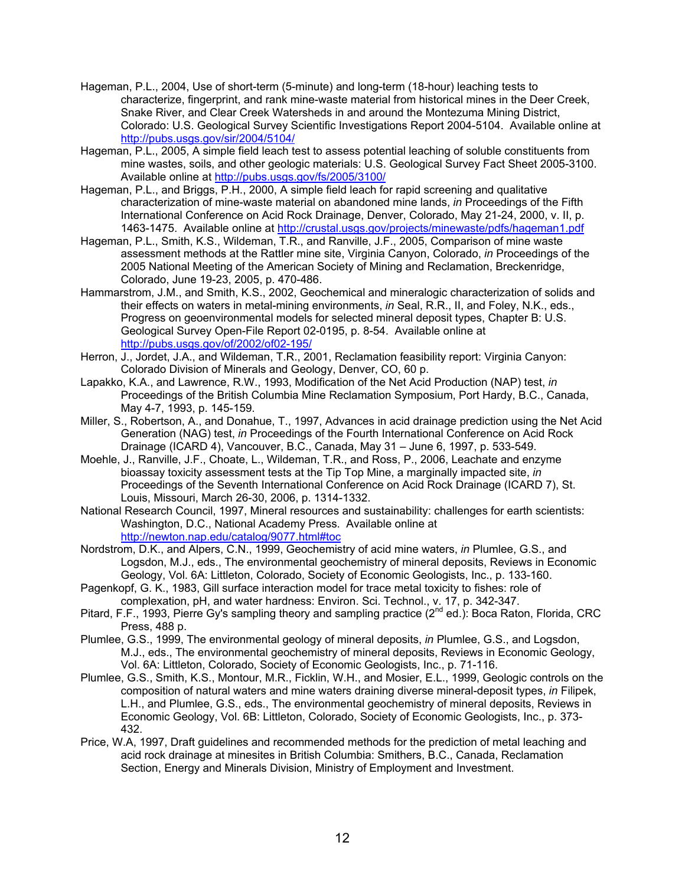Hageman, P.L., 2004, Use of short-term (5-minute) and long-term (18-hour) leaching tests to characterize, fingerprint, and rank mine-waste material from historical mines in the Deer Creek, Snake River, and Clear Creek Watersheds in and around the Montezuma Mining District, Colorado: U.S. Geological Survey Scientific Investigations Report 2004-5104. Available online at http://pubs.usgs.gov/sir/2004/5104/

Hageman, P.L., 2005, A simple field leach test to assess potential leaching of soluble constituents from mine wastes, soils, and other geologic materials: U.S. Geological Survey Fact Sheet 2005-3100. Available online at http://pubs.usgs.gov/fs/2005/3100/

Hageman, P.L., and Briggs, P.H., 2000, A simple field leach for rapid screening and qualitative characterization of mine-waste material on abandoned mine lands, *in* Proceedings of the Fifth International Conference on Acid Rock Drainage, Denver, Colorado, May 21-24, 2000, v. II, p. 1463-1475. Available online at http://crustal.usgs.gov/projects/minewaste/pdfs/hageman1.pdf

Hageman, P.L., Smith, K.S., Wildeman, T.R., and Ranville, J.F., 2005, Comparison of mine waste assessment methods at the Rattler mine site, Virginia Canyon, Colorado, *in* Proceedings of the 2005 National Meeting of the American Society of Mining and Reclamation, Breckenridge, Colorado, June 19-23, 2005, p. 470-486.

Hammarstrom, J.M., and Smith, K.S., 2002, Geochemical and mineralogic characterization of solids and their effects on waters in metal-mining environments, *in* Seal, R.R., II, and Foley, N.K., eds., Progress on geoenvironmental models for selected mineral deposit types, Chapter B: U.S. Geological Survey Open-File Report 02-0195, p. 8-54. Available online at http://pubs.usgs.gov/of/2002/of02-195/

Herron, J., Jordet, J.A., and Wildeman, T.R., 2001, Reclamation feasibility report: Virginia Canyon: Colorado Division of Minerals and Geology, Denver, CO, 60 p.

Lapakko, K.A., and Lawrence, R.W., 1993, Modification of the Net Acid Production (NAP) test, *in* Proceedings of the British Columbia Mine Reclamation Symposium, Port Hardy, B.C., Canada, May 4-7, 1993, p. 145-159.

Miller, S., Robertson, A., and Donahue, T., 1997, Advances in acid drainage prediction using the Net Acid Generation (NAG) test, *in* Proceedings of the Fourth International Conference on Acid Rock Drainage (ICARD 4), Vancouver, B.C., Canada, May 31 – June 6, 1997, p. 533-549.

Moehle, J., Ranville, J.F., Choate, L., Wildeman, T.R., and Ross, P., 2006, Leachate and enzyme bioassay toxicity assessment tests at the Tip Top Mine, a marginally impacted site, *in* Proceedings of the Seventh International Conference on Acid Rock Drainage (ICARD 7), St. Louis, Missouri, March 26-30, 2006, p. 1314-1332.

National Research Council, 1997, Mineral resources and sustainability: challenges for earth scientists: Washington, D.C., National Academy Press. Available online at http://newton.nap.edu/catalog/9077.html#toc

Nordstrom, D.K., and Alpers, C.N., 1999, Geochemistry of acid mine waters, *in* Plumlee, G.S., and Logsdon, M.J., eds., The environmental geochemistry of mineral deposits, Reviews in Economic Geology, Vol. 6A: Littleton, Colorado, Society of Economic Geologists, Inc., p. 133-160.

Pagenkopf, G. K., 1983, Gill surface interaction model for trace metal toxicity to fishes: role of complexation, pH, and water hardness: Environ. Sci. Technol., v. 17, p. 342-347.

Pitard, F.F., 1993, Pierre Gy's sampling theory and sampling practice (2nd ed.): Boca Raton, Florida, CRC Press, 488 p.

Plumlee, G.S., 1999, The environmental geology of mineral deposits, *in* Plumlee, G.S., and Logsdon, M.J., eds., The environmental geochemistry of mineral deposits, Reviews in Economic Geology, Vol. 6A: Littleton, Colorado, Society of Economic Geologists, Inc., p. 71-116.

Plumlee, G.S., Smith, K.S., Montour, M.R., Ficklin, W.H., and Mosier, E.L., 1999, Geologic controls on the composition of natural waters and mine waters draining diverse mineral-deposit types, *in* Filipek, L.H., and Plumlee, G.S., eds., The environmental geochemistry of mineral deposits, Reviews in Economic Geology, Vol. 6B: Littleton, Colorado, Society of Economic Geologists, Inc., p. 373-432.

Price, W.A, 1997, Draft guidelines and recommended methods for the prediction of metal leaching and acid rock drainage at minesites in British Columbia: Smithers, B.C., Canada, Reclamation Section, Energy and Minerals Division, Ministry of Employment and Investment.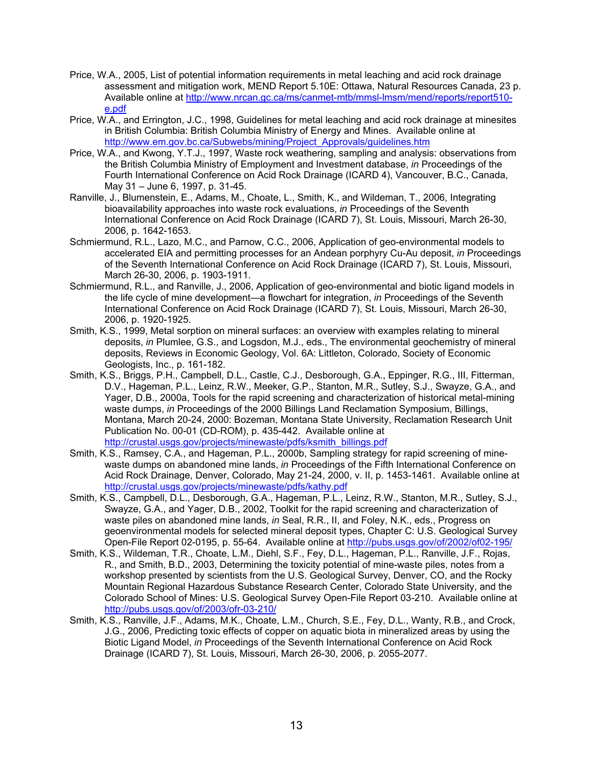Price, W.A., 2005, List of potential information requirements in metal leaching and acid rock drainage assessment and mitigation work, MEND Report 5.10E: Ottawa, Natural Resources Canada, 23 p. Available online at http://www.nrcan.gc.ca/ms/canmet-mtb/mmsl-lmsm/mend/reports/report510-e.pdf

Price, W.A., and Errington, J.C., 1998, Guidelines for metal leaching and acid rock drainage at minesites in British Columbia: British Columbia Ministry of Energy and Mines. Available online at http://www.em.gov.bc.ca/Subwebs/mining/Project_Approvals/guidelines.htm

Price, W.A., and Kwong, Y.T.J., 1997, Waste rock weathering, sampling and analysis: observations from the British Columbia Ministry of Employment and Investment database, *in* Proceedings of the Fourth International Conference on Acid Rock Drainage (ICARD 4), Vancouver, B.C., Canada, May 31 – June 6, 1997, p. 31-45.

Ranville, J., Blumenstein, E., Adams, M., Choate, L., Smith, K., and Wildeman, T., 2006, Integrating bioavailability approaches into waste rock evaluations, *in* Proceedings of the Seventh International Conference on Acid Rock Drainage (ICARD 7), St. Louis, Missouri, March 26-30, 2006, p. 1642-1653.

Schmiermund, R.L., Lazo, M.C., and Parnow, C.C., 2006, Application of geo-environmental models to accelerated EIA and permitting processes for an Andean porphyry Cu-Au deposit, *in* Proceedings of the Seventh International Conference on Acid Rock Drainage (ICARD 7), St. Louis, Missouri, March 26-30, 2006, p. 1903-1911.

Schmiermund, R.L., and Ranville, J., 2006, Application of geo-environmental and biotic ligand models in the life cycle of mine development—a flowchart for integration, *in* Proceedings of the Seventh International Conference on Acid Rock Drainage (ICARD 7), St. Louis, Missouri, March 26-30, 2006, p. 1920-1925.

Smith, K.S., 1999, Metal sorption on mineral surfaces: an overview with examples relating to mineral deposits, *in* Plumlee, G.S., and Logsdon, M.J., eds., The environmental geochemistry of mineral deposits, Reviews in Economic Geology, Vol. 6A: Littleton, Colorado, Society of Economic Geologists, Inc., p. 161-182.

Smith, K.S., Briggs, P.H., Campbell, D.L., Castle, C.J., Desborough, G.A., Eppinger, R.G., III, Fitterman, D.V., Hageman, P.L., Leinz, R.W., Meeker, G.P., Stanton, M.R., Sutley, S.J., Swayze, G.A., and Yager, D.B., 2000a, Tools for the rapid screening and characterization of historical metal-mining waste dumps, *in* Proceedings of the 2000 Billings Land Reclamation Symposium, Billings, Montana, March 20-24, 2000: Bozeman, Montana State University, Reclamation Research Unit Publication No. 00-01 (CD-ROM), p. 435-442. Available online at http://crustal.usgs.gov/projects/minewaste/pdfs/ksmith_billings.pdf

Smith, K.S., Ramsey, C.A., and Hageman, P.L., 2000b, Sampling strategy for rapid screening of mine-waste dumps on abandoned mine lands, *in* Proceedings of the Fifth International Conference on Acid Rock Drainage, Denver, Colorado, May 21-24, 2000, v. II, p. 1453-1461. Available online at http://crustal.usgs.gov/projects/minewaste/pdfs/kathy.pdf

Smith, K.S., Campbell, D.L., Desborough, G.A., Hageman, P.L., Leinz, R.W., Stanton, M.R., Sutley, S.J., Swayze, G.A., and Yager, D.B., 2002, Toolkit for the rapid screening and characterization of waste piles on abandoned mine lands, *in* Seal, R.R., II, and Foley, N.K., eds., Progress on geoenvironmental models for selected mineral deposit types, Chapter C: U.S. Geological Survey Open-File Report 02-0195, p. 55-64. Available online at http://pubs.usgs.gov/of/2002/of02-195/

Smith, K.S., Wildeman, T.R., Choate, L.M., Diehl, S.F., Fey, D.L., Hageman, P.L., Ranville, J.F., Rojas, R., and Smith, B.D., 2003, Determining the toxicity potential of mine-waste piles, notes from a workshop presented by scientists from the U.S. Geological Survey, Denver, CO, and the Rocky Mountain Regional Hazardous Substance Research Center, Colorado State University, and the Colorado School of Mines: U.S. Geological Survey Open-File Report 03-210. Available online at http://pubs.usgs.gov/of/2003/ofr-03-210/

Smith, K.S., Ranville, J.F., Adams, M.K., Choate, L.M., Church, S.E., Fey, D.L., Wanty, R.B., and Crock, J.G., 2006, Predicting toxic effects of copper on aquatic biota in mineralized areas by using the Biotic Ligand Model, *in* Proceedings of the Seventh International Conference on Acid Rock Drainage (ICARD 7), St. Louis, Missouri, March 26-30, 2006, p. 2055-2077.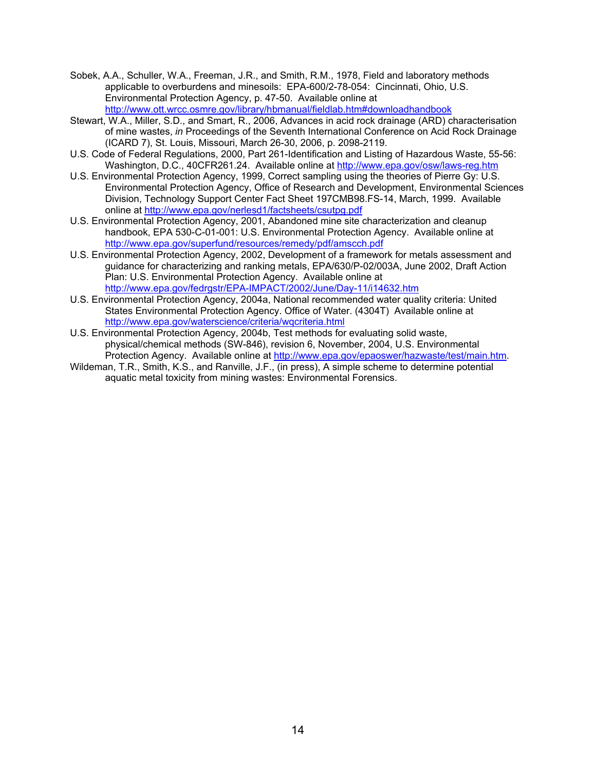Sobek, A.A., Schuller, W.A., Freeman, J.R., and Smith, R.M., 1978, Field and laboratory methods applicable to overburdens and minesoils: EPA-600/2-78-054: Cincinnati, Ohio, U.S. Environmental Protection Agency, p. 47-50. Available online at http://www.ott.wrcc.osmre.gov/library/hbmanual/fieldlab.htm#downloadhandbook

Stewart, W.A., Miller, S.D., and Smart, R., 2006, Advances in acid rock drainage (ARD) characterisation of mine wastes, *in* Proceedings of the Seventh International Conference on Acid Rock Drainage (ICARD 7), St. Louis, Missouri, March 26-30, 2006, p. 2098-2119.

U.S. Code of Federal Regulations, 2000, Part 261-Identification and Listing of Hazardous Waste, 55-56: Washington, D.C., 40CFR261.24. Available online at http://www.epa.gov/osw/laws-reg.htm

U.S. Environmental Protection Agency, 1999, Correct sampling using the theories of Pierre Gy: U.S. Environmental Protection Agency, Office of Research and Development, Environmental Sciences Division, Technology Support Center Fact Sheet 197CMB98.FS-14, March, 1999. Available online at http://www.epa.gov/nerlesd1/factsheets/csutpg.pdf

U.S. Environmental Protection Agency, 2001, Abandoned mine site characterization and cleanup handbook, EPA 530-C-01-001: U.S. Environmental Protection Agency. Available online at http://www.epa.gov/superfund/resources/remedy/pdf/amscch.pdf

U.S. Environmental Protection Agency, 2002, Development of a framework for metals assessment and guidance for characterizing and ranking metals, EPA/630/P-02/003A, June 2002, Draft Action Plan: U.S. Environmental Protection Agency. Available online at http://www.epa.gov/fedrgstr/EPA-IMPACT/2002/June/Day-11/i14632.htm

U.S. Environmental Protection Agency, 2004a, National recommended water quality criteria: United States Environmental Protection Agency. Office of Water. (4304T) Available online at http://www.epa.gov/waterscience/criteria/wqcriteria.html

U.S. Environmental Protection Agency, 2004b, Test methods for evaluating solid waste, physical/chemical methods (SW-846), revision 6, November, 2004, U.S. Environmental Protection Agency. Available online at http://www.epa.gov/epaoswer/hazwaste/test/main.htm.

Wildeman, T.R., Smith, K.S., and Ranville, J.F., (in press), A simple scheme to determine potential aquatic metal toxicity from mining wastes: Environmental Forensics.